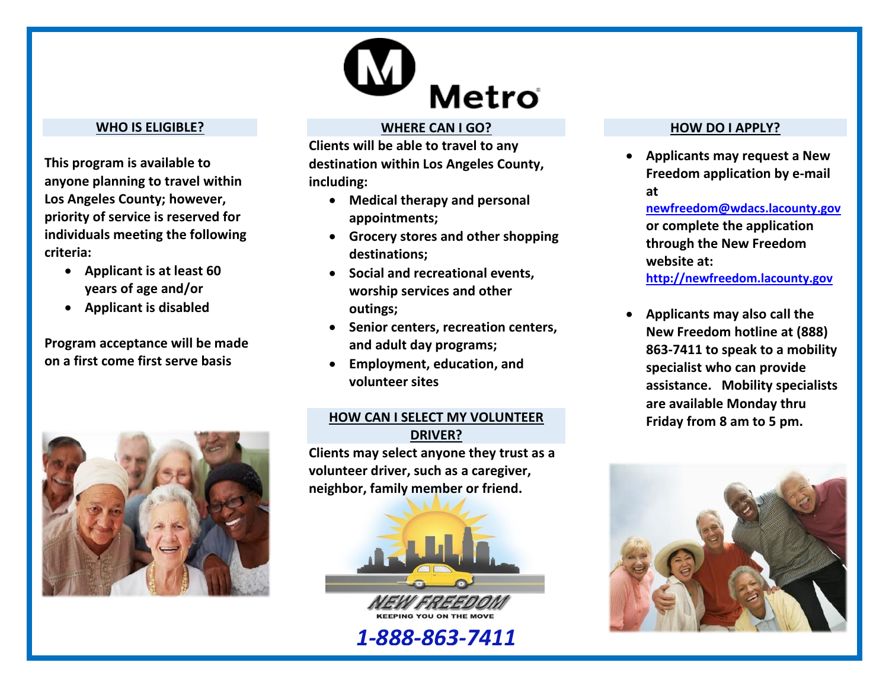Metro

## WHO IS ELIGIBLE?

**This program is available to anyone planning to travel within Los Angeles County; however, priority of service is reserved for individuals meeting the following criteria:**

- **Applicant is at least 60 years of age and/or**
- **Applicant is disabled**

**Program acceptance will be made on a first come first serve basis**

## WHERE CAN I GO?

**Clients will be able to travel to any destination within Los Angeles County, including:**

- **Medical therapy and personal appointments;**
- **Grocery stores and other shopping destinations;**
- **Social and recreational events, worship services and other outings;**
- **Senior centers, recreation centers, and adult day programs;**
- **Employment, education, and volunteer sites**

## HOW CAN I SELECT MY VOLUNTEER DRIVER?

**Clients may select anyone they trust as a volunteer driver, such as a caregiver, neighbor, family member or friend.**

NEW FREEDOM

KEEPING YOU ON THE MOVE

***1-888-863-7411***

## HOW DO I APPLY?

- **Applicants may request a New Freedom application by e-mail at newfreedom@wdacs.lacounty.gov or complete the application through the New Freedom website at: http://newfreedom.lacounty.gov**

- **Applicants may also call the New Freedom hotline at (888) 863-7411 to speak to a mobility specialist who can provide assistance. Mobility specialists are available Monday thru Friday from 8 am to 5 pm.**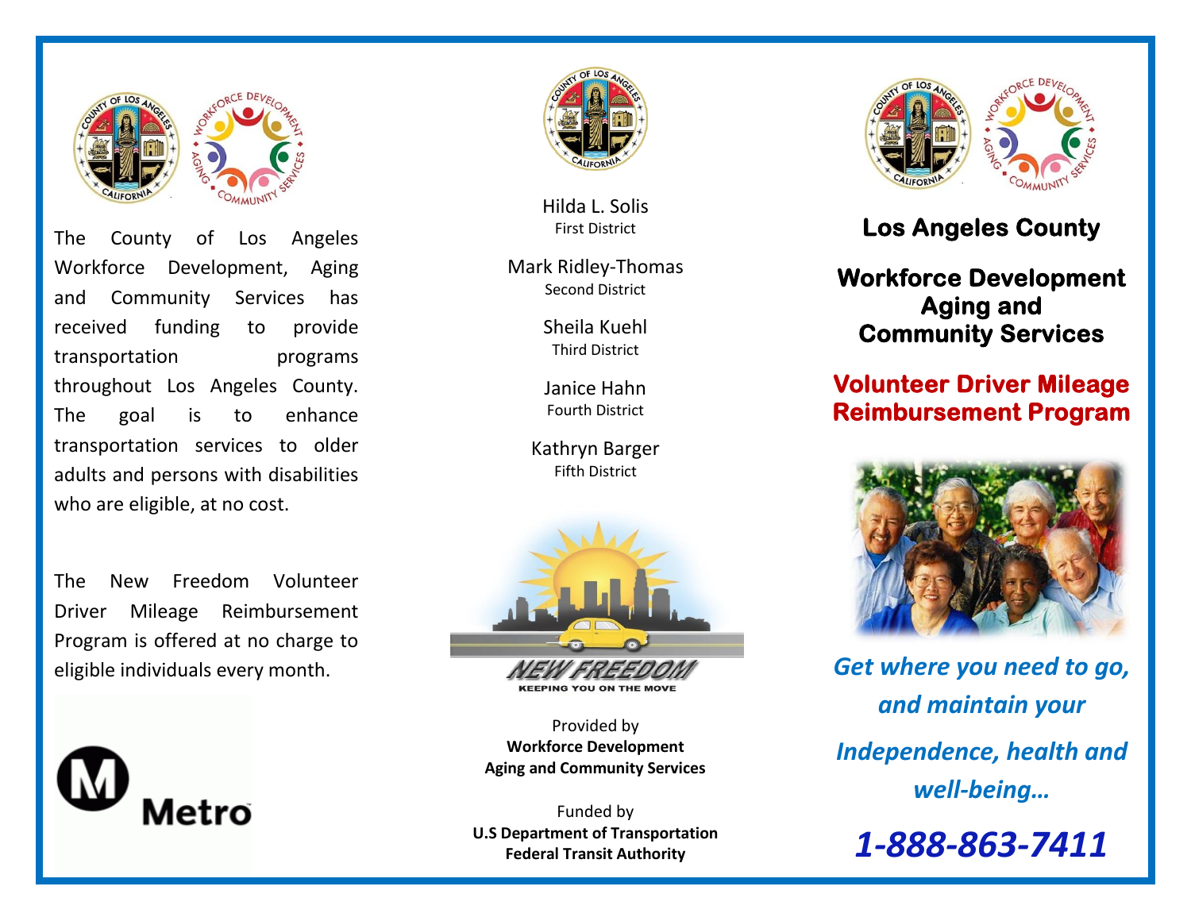The County of Los Angeles Workforce Development, Aging and Community Services has received funding to provide transportation programs throughout Los Angeles County. The goal is to enhance transportation services to older adults and persons with disabilities who are eligible, at no cost.

The New Freedom Volunteer Driver Mileage Reimbursement Program is offered at no charge to eligible individuals every month.

Metro

Hilda L. Solis
First District

Mark Ridley-Thomas
Second District

Sheila Kuehl
Third District

Janice Hahn
Fourth District

Kathryn Barger
Fifth District

NEW FREEDOM
KEEPING YOU ON THE MOVE

Provided by
**Workforce Development**
**Aging and Community Services**

Funded by
**U.S Department of Transportation**
**Federal Transit Authority**

## Los Angeles County

## Workforce Development Aging and Community Services

## Volunteer Driver Mileage Reimbursement Program

*Get where you need to go, and maintain your Independence, health and well-being…*

***1-888-863-7411***